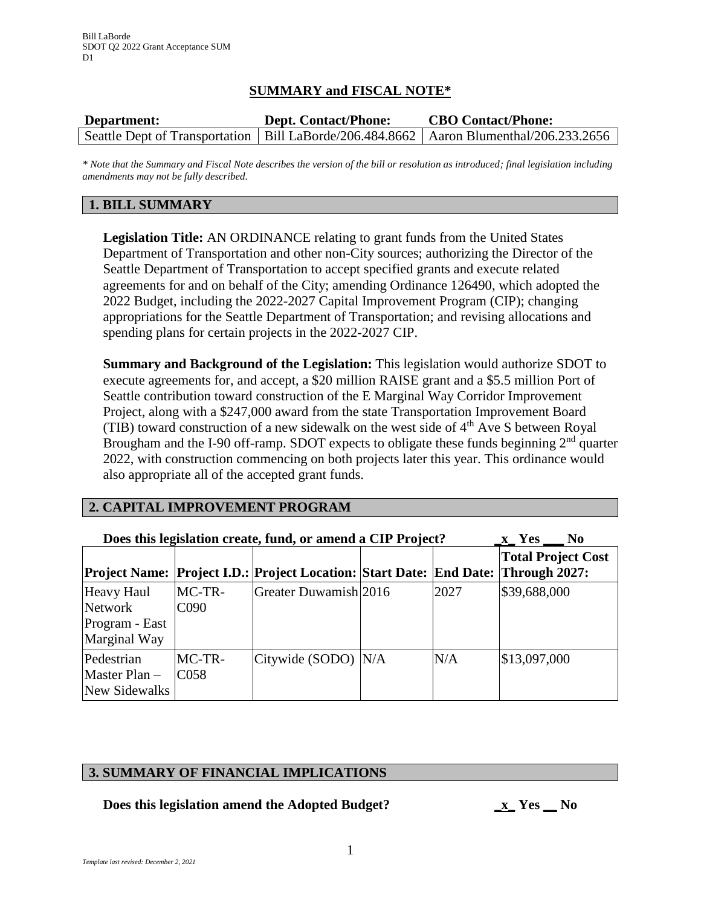Bill LaBorde
SDOT Q2 2022 Grant Acceptance SUM
D1

## SUMMARY and FISCAL NOTE*

| Department: | Dept. Contact/Phone: | CBO Contact/Phone: |
| --- | --- | --- |
| Seattle Dept of Transportation | Bill LaBorde/206.484.8662 | Aaron Blumenthal/206.233.2656 |

*\* Note that the Summary and Fiscal Note describes the version of the bill or resolution as introduced; final legislation including amendments may not be fully described.*

## 1. BILL SUMMARY

**Legislation Title:** AN ORDINANCE relating to grant funds from the United States Department of Transportation and other non-City sources; authorizing the Director of the Seattle Department of Transportation to accept specified grants and execute related agreements for and on behalf of the City; amending Ordinance 126490, which adopted the 2022 Budget, including the 2022-2027 Capital Improvement Program (CIP); changing appropriations for the Seattle Department of Transportation; and revising allocations and spending plans for certain projects in the 2022-2027 CIP.

**Summary and Background of the Legislation:** This legislation would authorize SDOT to execute agreements for, and accept, a $20 million RAISE grant and a $5.5 million Port of Seattle contribution toward construction of the E Marginal Way Corridor Improvement Project, along with a $247,000 award from the state Transportation Improvement Board (TIB) toward construction of a new sidewalk on the west side of 4th Ave S between Royal Brougham and the I-90 off-ramp. SDOT expects to obligate these funds beginning 2nd quarter 2022, with construction commencing on both projects later this year. This ordinance would also appropriate all of the accepted grant funds.

## 2. CAPITAL IMPROVEMENT PROGRAM

**Does this legislation create, fund, or amend a CIP Project?** **_x_ Yes ___ No**

| Project Name: | Project I.D.: | Project Location: | Start Date: | End Date: | Total Project Cost Through 2027: |
| --- | --- | --- | --- | --- | --- |
| Heavy Haul Network Program - East Marginal Way | MC-TR-C090 | Greater Duwamish | 2016 | 2027 | $39,688,000 |
| Pedestrian Master Plan – New Sidewalks | MC-TR-C058 | Citywide (SODO) | N/A | N/A | $13,097,000 |

## 3. SUMMARY OF FINANCIAL IMPLICATIONS

**Does this legislation amend the Adopted Budget?** **_x_ Yes __ No**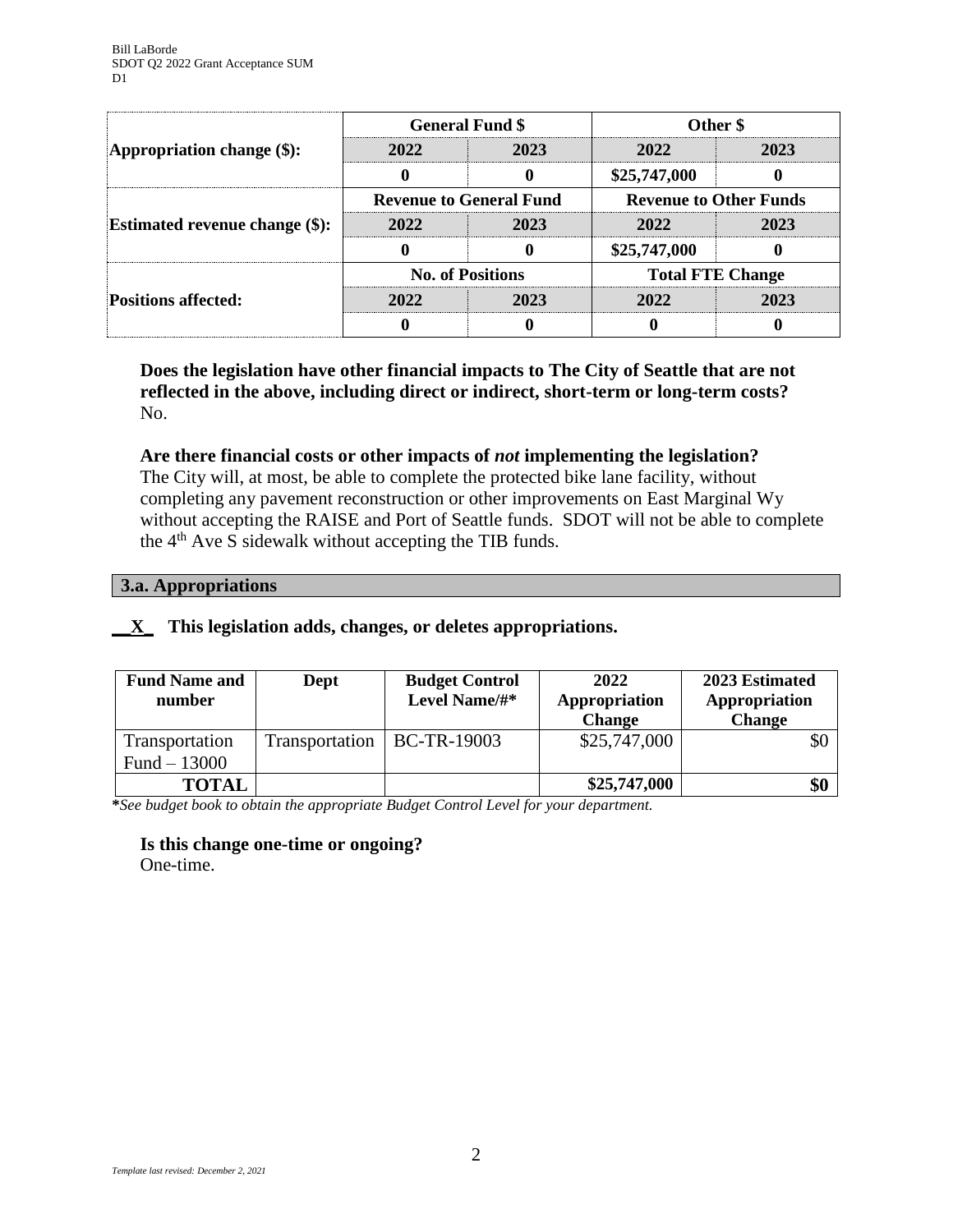| | General Fund $ | | Other $ | |
|---|---|---|---|---|
| **Appropriation change ($):** | **2022** | **2023** | **2022** | **2023** |
| | **0** | **0** | **$25,747,000** | **0** |
| | **Revenue to General Fund** | | **Revenue to Other Funds** | |
| **Estimated revenue change ($):** | **2022** | **2023** | **2022** | **2023** |
| | **0** | **0** | **$25,747,000** | **0** |
| | **No. of Positions** | | **Total FTE Change** | |
| **Positions affected:** | **2022** | **2023** | **2022** | **2023** |
| | **0** | **0** | **0** | **0** |

**Does the legislation have other financial impacts to The City of Seattle that are not reflected in the above, including direct or indirect, short-term or long-term costs?**
No.

**Are there financial costs or other impacts of *not* implementing the legislation?**
The City will, at most, be able to complete the protected bike lane facility, without completing any pavement reconstruction or other improvements on East Marginal Wy without accepting the RAISE and Port of Seattle funds. SDOT will not be able to complete the 4th Ave S sidewalk without accepting the TIB funds.

### 3.a. Appropriations

**__X_ This legislation adds, changes, or deletes appropriations.**

| Fund Name and number | Dept | Budget Control Level Name/#* | 2022 Appropriation Change | 2023 Estimated Appropriation Change |
|---|---|---|---|---|
| Transportation Fund – 13000 | Transportation | BC-TR-19003 | $25,747,000 | $0 |
| **TOTAL** | | | **$25,747,000** | **$0** |

***See budget book to obtain the appropriate Budget Control Level for your department.*

**Is this change one-time or ongoing?**
One-time.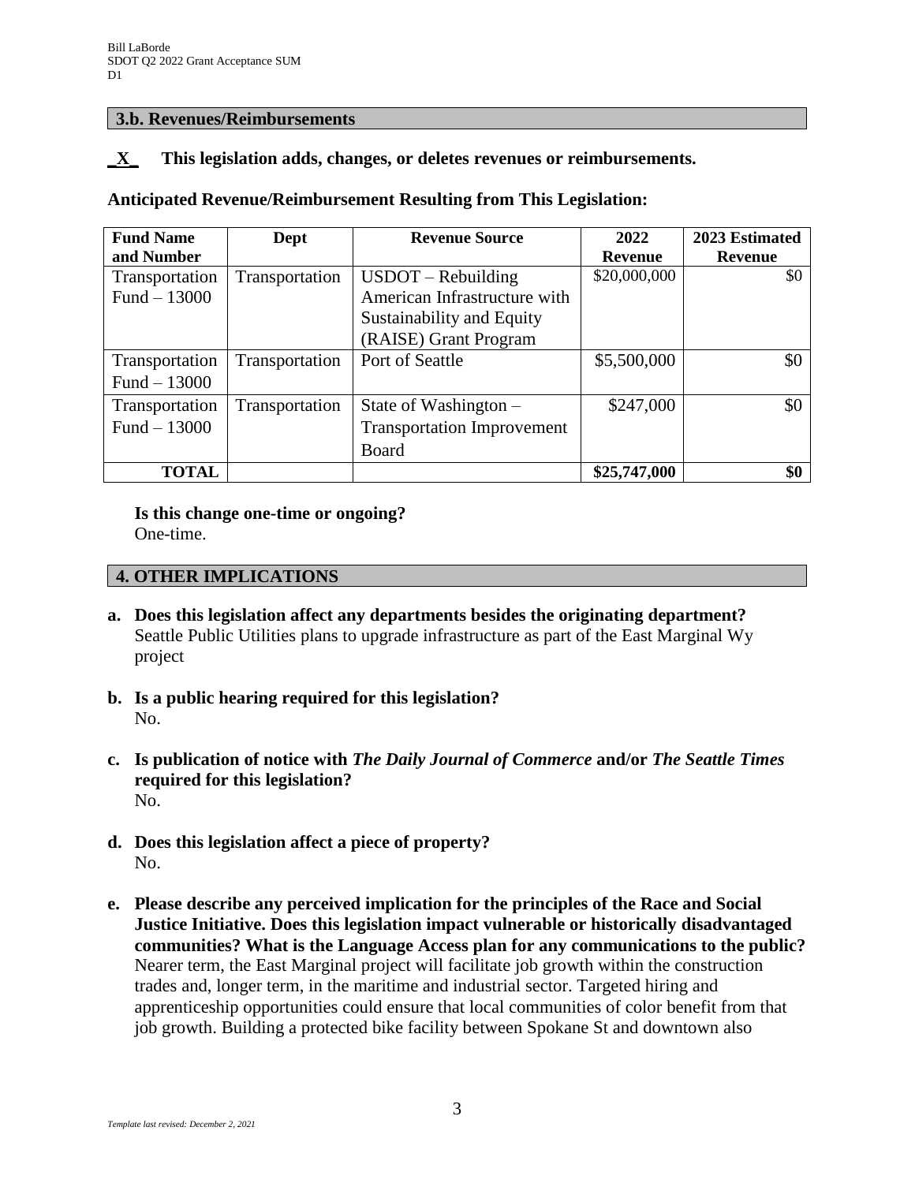### 3.b. Revenues/Reimbursements

**_X_ This legislation adds, changes, or deletes revenues or reimbursements.**

**Anticipated Revenue/Reimbursement Resulting from This Legislation:**

| Fund Name and Number | Dept | Revenue Source | 2022 Revenue | 2023 Estimated Revenue |
|---|---|---|---|---|
| Transportation Fund – 13000 | Transportation | USDOT – Rebuilding American Infrastructure with Sustainability and Equity (RAISE) Grant Program | \$20,000,000 | \$0 |
| Transportation Fund – 13000 | Transportation | Port of Seattle | \$5,500,000 | \$0 |
| Transportation Fund – 13000 | Transportation | State of Washington – Transportation Improvement Board | \$247,000 | \$0 |
| **TOTAL** | | | **\$25,747,000** | **\$0** |

**Is this change one-time or ongoing?**
One-time.

### 4. OTHER IMPLICATIONS

**a. Does this legislation affect any departments besides the originating department?**
Seattle Public Utilities plans to upgrade infrastructure as part of the East Marginal Wy project

**b. Is a public hearing required for this legislation?**
No.

**c. Is publication of notice with *The Daily Journal of Commerce* and/or *The Seattle Times* required for this legislation?**
No.

**d. Does this legislation affect a piece of property?**
No.

**e. Please describe any perceived implication for the principles of the Race and Social Justice Initiative. Does this legislation impact vulnerable or historically disadvantaged communities? What is the Language Access plan for any communications to the public?**
Nearer term, the East Marginal project will facilitate job growth within the construction trades and, longer term, in the maritime and industrial sector. Targeted hiring and apprenticeship opportunities could ensure that local communities of color benefit from that job growth. Building a protected bike facility between Spokane St and downtown also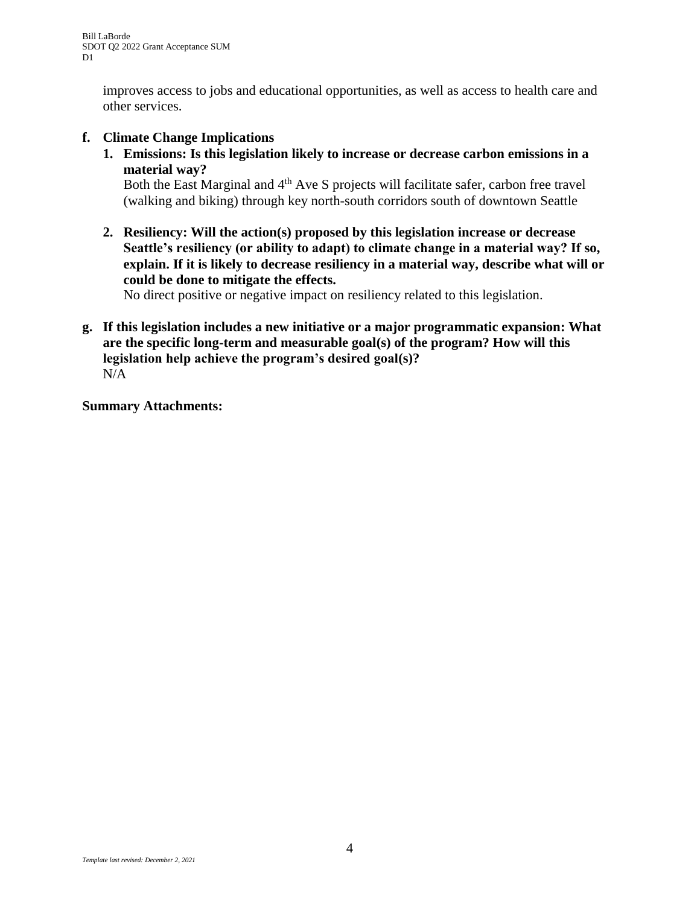improves access to jobs and educational opportunities, as well as access to health care and other services.

**f. Climate Change Implications**

1. **Emissions: Is this legislation likely to increase or decrease carbon emissions in a material way?**
   Both the East Marginal and 4th Ave S projects will facilitate safer, carbon free travel (walking and biking) through key north-south corridors south of downtown Seattle

2. **Resiliency: Will the action(s) proposed by this legislation increase or decrease Seattle's resiliency (or ability to adapt) to climate change in a material way? If so, explain. If it is likely to decrease resiliency in a material way, describe what will or could be done to mitigate the effects.**
   No direct positive or negative impact on resiliency related to this legislation.

**g. If this legislation includes a new initiative or a major programmatic expansion: What are the specific long-term and measurable goal(s) of the program? How will this legislation help achieve the program's desired goal(s)?**
N/A

**Summary Attachments:**